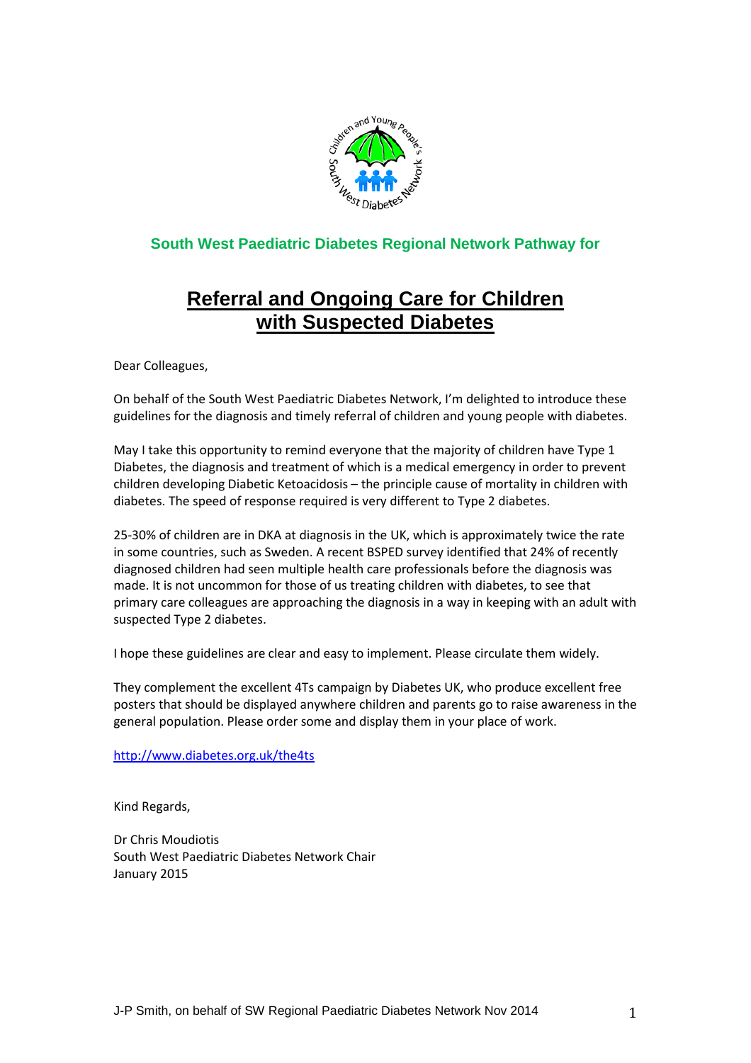**South West Paediatric Diabetes Regional Network Pathway for**

# Referral and Ongoing Care for Children with Suspected Diabetes

Dear Colleagues,

On behalf of the South West Paediatric Diabetes Network, I'm delighted to introduce these guidelines for the diagnosis and timely referral of children and young people with diabetes.

May I take this opportunity to remind everyone that the majority of children have Type 1 Diabetes, the diagnosis and treatment of which is a medical emergency in order to prevent children developing Diabetic Ketoacidosis – the principle cause of mortality in children with diabetes. The speed of response required is very different to Type 2 diabetes.

25-30% of children are in DKA at diagnosis in the UK, which is approximately twice the rate in some countries, such as Sweden. A recent BSPED survey identified that 24% of recently diagnosed children had seen multiple health care professionals before the diagnosis was made. It is not uncommon for those of us treating children with diabetes, to see that primary care colleagues are approaching the diagnosis in a way in keeping with an adult with suspected Type 2 diabetes.

I hope these guidelines are clear and easy to implement. Please circulate them widely.

They complement the excellent 4Ts campaign by Diabetes UK, who produce excellent free posters that should be displayed anywhere children and parents go to raise awareness in the general population. Please order some and display them in your place of work.

http://www.diabetes.org.uk/the4ts

Kind Regards,

Dr Chris Moudiotis
South West Paediatric Diabetes Network Chair
January 2015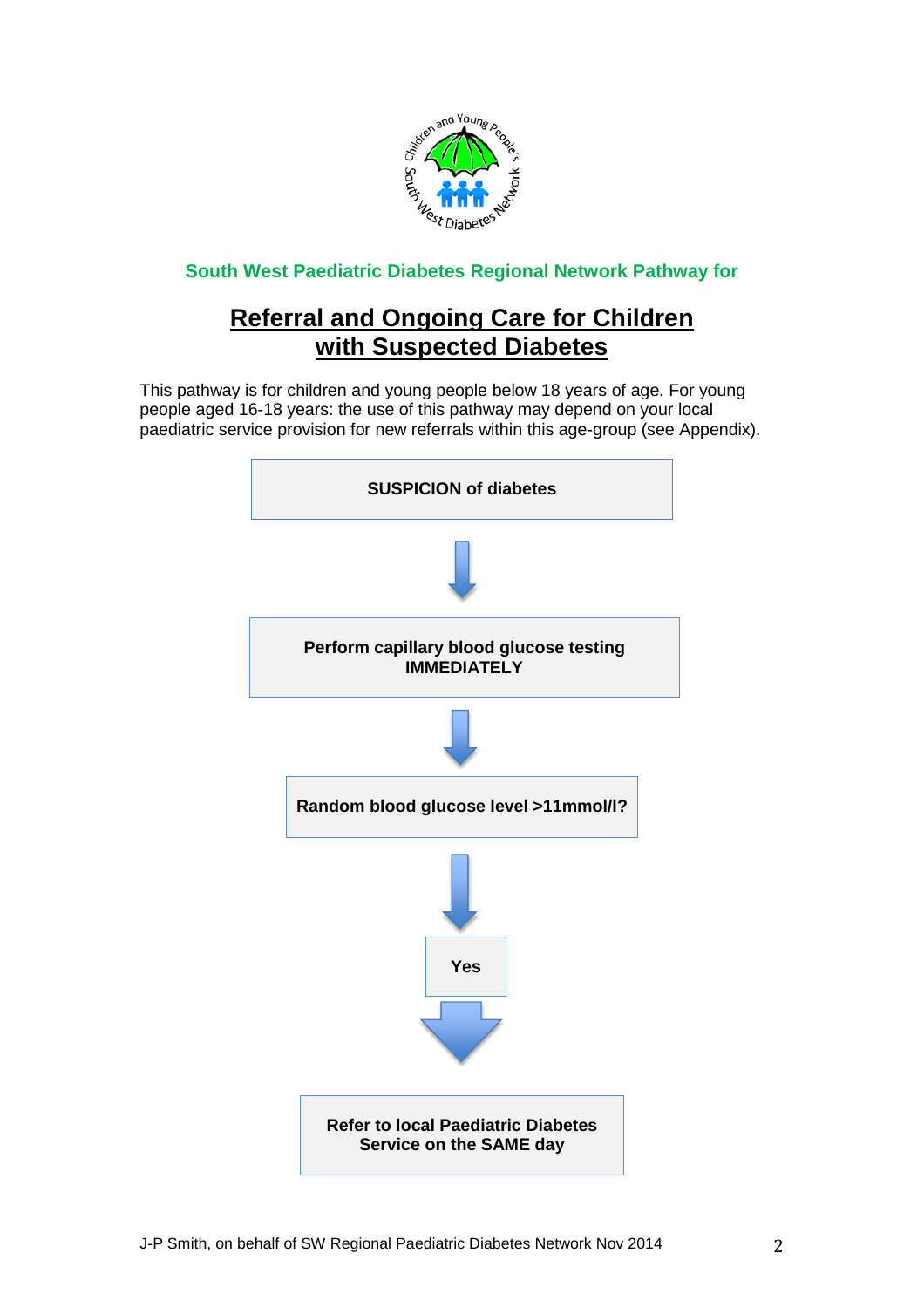**South West Paediatric Diabetes Regional Network Pathway for**

# Referral and Ongoing Care for Children with Suspected Diabetes

This pathway is for children and young people below 18 years of age. For young people aged 16-18 years: the use of this pathway may depend on your local paediatric service provision for new referrals within this age-group (see Appendix).

**SUSPICION of diabetes**

↓

**Perform capillary blood glucose testing IMMEDIATELY**

↓

**Random blood glucose level >11mmol/l?**

↓

**Yes**

↓

**Refer to local Paediatric Diabetes Service on the SAME day**

J-P Smith, on behalf of SW Regional Paediatric Diabetes Network Nov 2014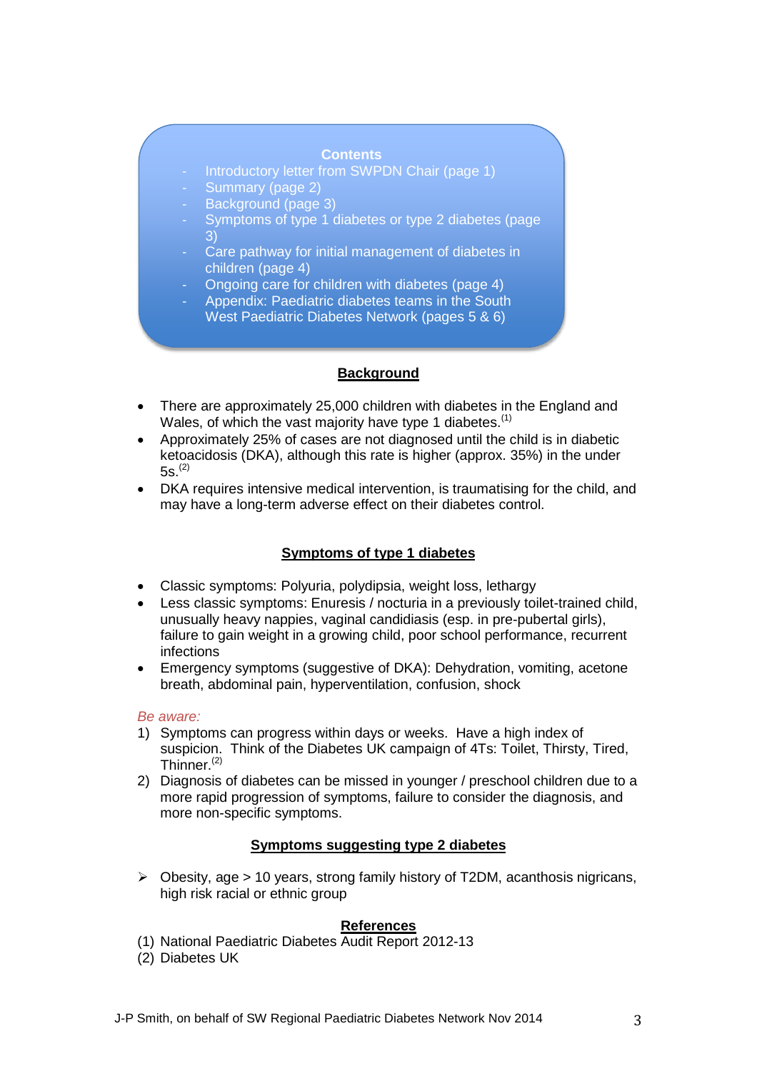**Contents**

- Introductory letter from SWPDN Chair (page 1)
- Summary (page 2)
- Background (page 3)
- Symptoms of type 1 diabetes or type 2 diabetes (page 3)
- Care pathway for initial management of diabetes in children (page 4)
- Ongoing care for children with diabetes (page 4)
- Appendix: Paediatric diabetes teams in the South West Paediatric Diabetes Network (pages 5 & 6)

## Background

- There are approximately 25,000 children with diabetes in the England and Wales, of which the vast majority have type 1 diabetes.[1]
- Approximately 25% of cases are not diagnosed until the child is in diabetic ketoacidosis (DKA), although this rate is higher (approx. 35%) in the under 5s.[2]
- DKA requires intensive medical intervention, is traumatising for the child, and may have a long-term adverse effect on their diabetes control.

## Symptoms of type 1 diabetes

- Classic symptoms: Polyuria, polydipsia, weight loss, lethargy
- Less classic symptoms: Enuresis / nocturia in a previously toilet-trained child, unusually heavy nappies, vaginal candidiasis (esp. in pre-pubertal girls), failure to gain weight in a growing child, poor school performance, recurrent infections
- Emergency symptoms (suggestive of DKA): Dehydration, vomiting, acetone breath, abdominal pain, hyperventilation, confusion, shock

*Be aware:*

1) Symptoms can progress within days or weeks. Have a high index of suspicion. Think of the Diabetes UK campaign of 4Ts: Toilet, Thirsty, Tired, Thinner.[2]
2) Diagnosis of diabetes can be missed in younger / preschool children due to a more rapid progression of symptoms, failure to consider the diagnosis, and more non-specific symptoms.

## Symptoms suggesting type 2 diabetes

- Obesity, age > 10 years, strong family history of T2DM, acanthosis nigricans, high risk racial or ethnic group

## References

(1) National Paediatric Diabetes Audit Report 2012-13
(2) Diabetes UK

J-P Smith, on behalf of SW Regional Paediatric Diabetes Network Nov 2014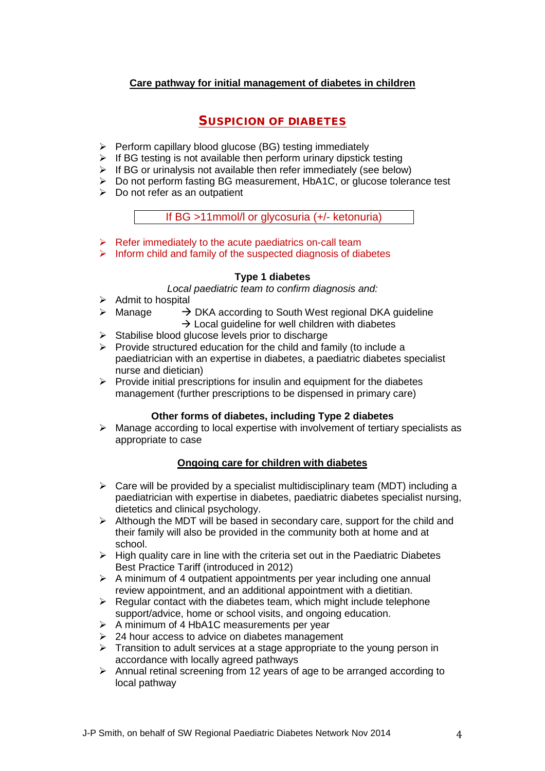# Care pathway for initial management of diabetes in children

## SUSPICION OF DIABETES

- Perform capillary blood glucose (BG) testing immediately
- If BG testing is not available then perform urinary dipstick testing
- If BG or urinalysis not available then refer immediately (see below)
- Do not perform fasting BG measurement, HbA1C, or glucose tolerance test
- Do not refer as an outpatient

**If BG >11mmol/l or glycosuria (+/- ketonuria)**

- Refer immediately to the acute paediatrics on-call team
- Inform child and family of the suspected diagnosis of diabetes

### Type 1 diabetes

*Local paediatric team to confirm diagnosis and:*

- Admit to hospital
- Manage → DKA according to South West regional DKA guideline
  → Local guideline for well children with diabetes
- Stabilise blood glucose levels prior to discharge
- Provide structured education for the child and family (to include a paediatrician with an expertise in diabetes, a paediatric diabetes specialist nurse and dietician)
- Provide initial prescriptions for insulin and equipment for the diabetes management (further prescriptions to be dispensed in primary care)

### Other forms of diabetes, including Type 2 diabetes

- Manage according to local expertise with involvement of tertiary specialists as appropriate to case

## Ongoing care for children with diabetes

- Care will be provided by a specialist multidisciplinary team (MDT) including a paediatrician with expertise in diabetes, paediatric diabetes specialist nursing, dietetics and clinical psychology.
- Although the MDT will be based in secondary care, support for the child and their family will also be provided in the community both at home and at school.
- High quality care in line with the criteria set out in the Paediatric Diabetes Best Practice Tariff (introduced in 2012)
- A minimum of 4 outpatient appointments per year including one annual review appointment, and an additional appointment with a dietitian.
- Regular contact with the diabetes team, which might include telephone support/advice, home or school visits, and ongoing education.
- A minimum of 4 HbA1C measurements per year
- 24 hour access to advice on diabetes management
- Transition to adult services at a stage appropriate to the young person in accordance with locally agreed pathways
- Annual retinal screening from 12 years of age to be arranged according to local pathway

J-P Smith, on behalf of SW Regional Paediatric Diabetes Network Nov 2014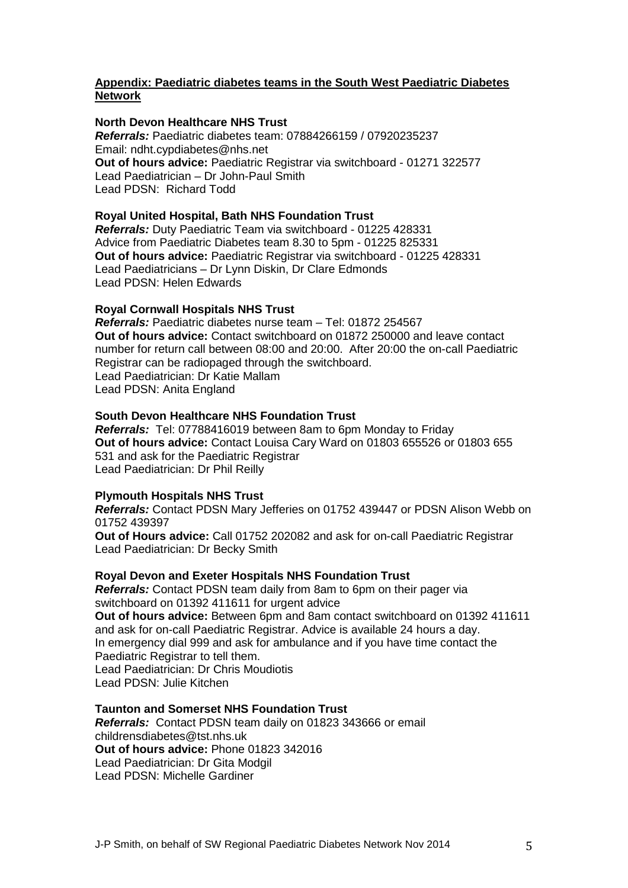## Appendix: Paediatric diabetes teams in the South West Paediatric Diabetes Network

**North Devon Healthcare NHS Trust**
***Referrals:*** Paediatric diabetes team: 07884266159 / 07920235237
Email: ndht.cypdiabetes@nhs.net
**Out of hours advice:** Paediatric Registrar via switchboard - 01271 322577
Lead Paediatrician – Dr John-Paul Smith
Lead PDSN: Richard Todd

**Royal United Hospital, Bath NHS Foundation Trust**
***Referrals:*** Duty Paediatric Team via switchboard - 01225 428331
Advice from Paediatric Diabetes team 8.30 to 5pm - 01225 825331
**Out of hours advice:** Paediatric Registrar via switchboard - 01225 428331
Lead Paediatricians – Dr Lynn Diskin, Dr Clare Edmonds
Lead PDSN: Helen Edwards

**Royal Cornwall Hospitals NHS Trust**
***Referrals:*** Paediatric diabetes nurse team – Tel: 01872 254567
**Out of hours advice:** Contact switchboard on 01872 250000 and leave contact number for return call between 08:00 and 20:00. After 20:00 the on-call Paediatric Registrar can be radiopaged through the switchboard.
Lead Paediatrician: Dr Katie Mallam
Lead PDSN: Anita England

**South Devon Healthcare NHS Foundation Trust**
***Referrals:*** Tel: 07788416019 between 8am to 6pm Monday to Friday
**Out of hours advice:** Contact Louisa Cary Ward on 01803 655526 or 01803 655 531 and ask for the Paediatric Registrar
Lead Paediatrician: Dr Phil Reilly

**Plymouth Hospitals NHS Trust**
***Referrals:*** Contact PDSN Mary Jefferies on 01752 439447 or PDSN Alison Webb on 01752 439397
**Out of Hours advice:** Call 01752 202082 and ask for on-call Paediatric Registrar
Lead Paediatrician: Dr Becky Smith

**Royal Devon and Exeter Hospitals NHS Foundation Trust**
***Referrals:*** Contact PDSN team daily from 8am to 6pm on their pager via switchboard on 01392 411611 for urgent advice
**Out of hours advice:** Between 6pm and 8am contact switchboard on 01392 411611 and ask for on-call Paediatric Registrar. Advice is available 24 hours a day.
In emergency dial 999 and ask for ambulance and if you have time contact the Paediatric Registrar to tell them.
Lead Paediatrician: Dr Chris Moudiotis
Lead PDSN: Julie Kitchen

**Taunton and Somerset NHS Foundation Trust**
***Referrals:*** Contact PDSN team daily on 01823 343666 or email childrensdiabetes@tst.nhs.uk
**Out of hours advice:** Phone 01823 342016
Lead Paediatrician: Dr Gita Modgil
Lead PDSN: Michelle Gardiner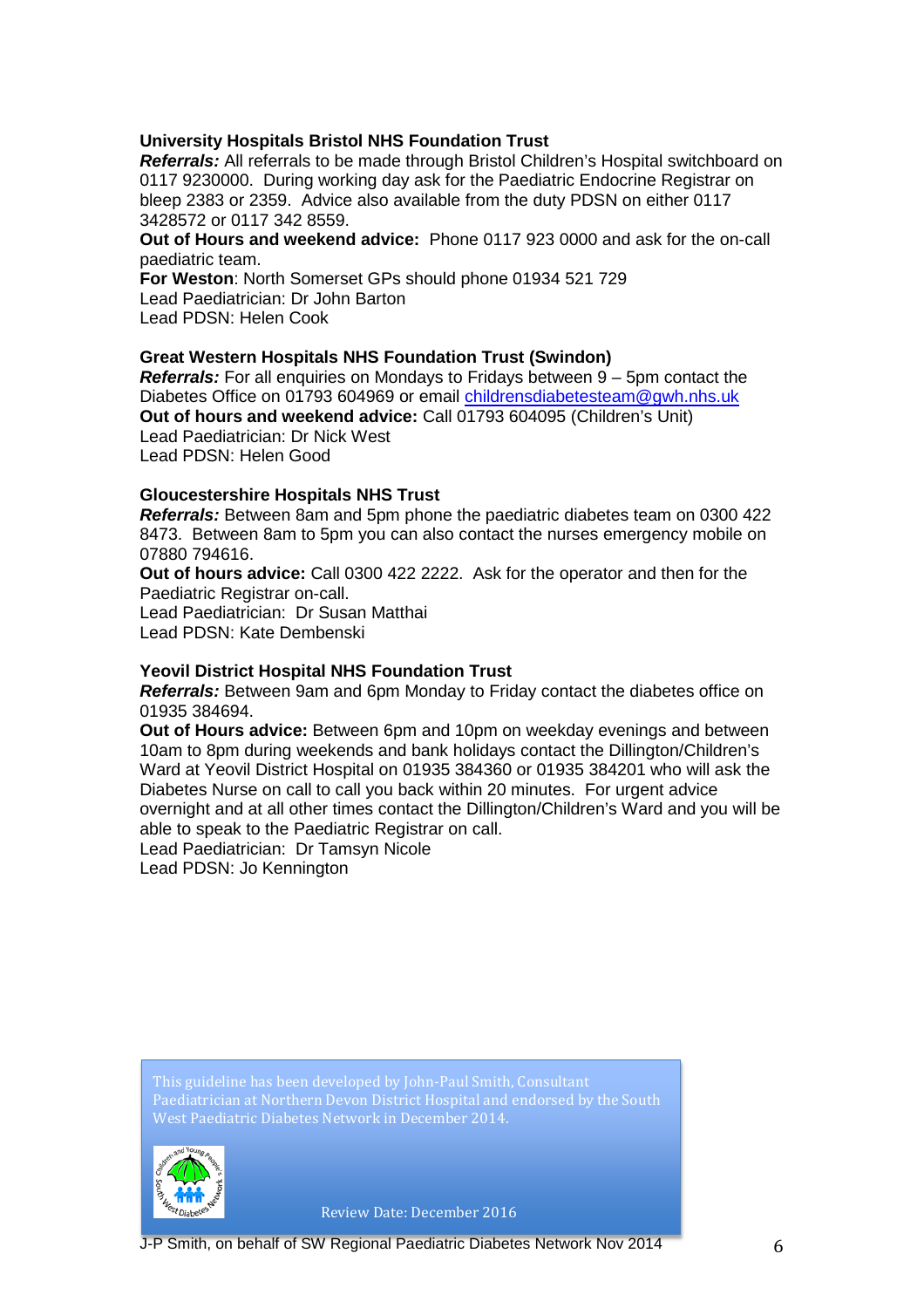**University Hospitals Bristol NHS Foundation Trust**
***Referrals:*** All referrals to be made through Bristol Children's Hospital switchboard on 0117 9230000. During working day ask for the Paediatric Endocrine Registrar on bleep 2383 or 2359. Advice also available from the duty PDSN on either 0117 3428572 or 0117 342 8559.
**Out of Hours and weekend advice:** Phone 0117 923 0000 and ask for the on-call paediatric team.
**For Weston**: North Somerset GPs should phone 01934 521 729
Lead Paediatrician: Dr John Barton
Lead PDSN: Helen Cook

**Great Western Hospitals NHS Foundation Trust (Swindon)**
***Referrals:*** For all enquiries on Mondays to Fridays between 9 – 5pm contact the Diabetes Office on 01793 604969 or email childrensdiabetesteam@gwh.nhs.uk
**Out of hours and weekend advice:** Call 01793 604095 (Children's Unit)
Lead Paediatrician: Dr Nick West
Lead PDSN: Helen Good

**Gloucestershire Hospitals NHS Trust**
***Referrals:*** Between 8am and 5pm phone the paediatric diabetes team on 0300 422 8473. Between 8am to 5pm you can also contact the nurses emergency mobile on 07880 794616.
**Out of hours advice:** Call 0300 422 2222. Ask for the operator and then for the Paediatric Registrar on-call.
Lead Paediatrician: Dr Susan Matthai
Lead PDSN: Kate Dembenski

**Yeovil District Hospital NHS Foundation Trust**
***Referrals:*** Between 9am and 6pm Monday to Friday contact the diabetes office on 01935 384694.
**Out of Hours advice:** Between 6pm and 10pm on weekday evenings and between 10am to 8pm during weekends and bank holidays contact the Dillington/Children's Ward at Yeovil District Hospital on 01935 384360 or 01935 384201 who will ask the Diabetes Nurse on call to call you back within 20 minutes. For urgent advice overnight and at all other times contact the Dillington/Children's Ward and you will be able to speak to the Paediatric Registrar on call.
Lead Paediatrician: Dr Tamsyn Nicole
Lead PDSN: Jo Kennington

This guideline has been developed by John-Paul Smith, Consultant Paediatrician at Northern Devon District Hospital and endorsed by the South West Paediatric Diabetes Network in December 2014.

Review Date: December 2016